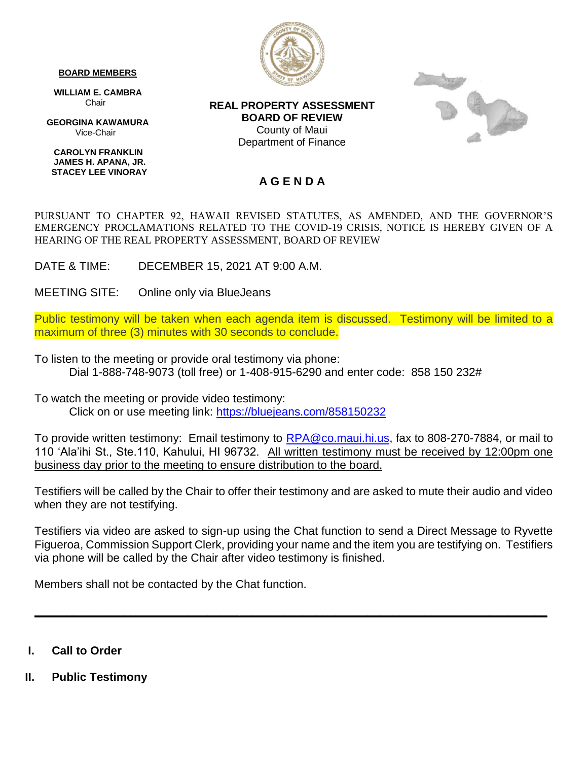**BOARD MEMBERS**

**WILLIAM E. CAMBRA**
Chair

**GEORGINA KAWAMURA**
Vice-Chair

**CAROLYN FRANKLIN**
**JAMES H. APANA, JR.**
**STACEY LEE VINORAY**

**REAL PROPERTY ASSESSMENT**
**BOARD OF REVIEW**
County of Maui
Department of Finance

# A G E N D A

PURSUANT TO CHAPTER 92, HAWAII REVISED STATUTES, AS AMENDED, AND THE GOVERNOR'S EMERGENCY PROCLAMATIONS RELATED TO THE COVID-19 CRISIS, NOTICE IS HEREBY GIVEN OF A HEARING OF THE REAL PROPERTY ASSESSMENT, BOARD OF REVIEW

DATE & TIME: DECEMBER 15, 2021 AT 9:00 A.M.

MEETING SITE: Online only via BlueJeans

Public testimony will be taken when each agenda item is discussed. Testimony will be limited to a maximum of three (3) minutes with 30 seconds to conclude.

To listen to the meeting or provide oral testimony via phone:
Dial 1-888-748-9073 (toll free) or 1-408-915-6290 and enter code: 858 150 232#

To watch the meeting or provide video testimony:
Click on or use meeting link: https://bluejeans.com/858150232

To provide written testimony: Email testimony to RPA@co.maui.hi.us, fax to 808-270-7884, or mail to 110 'Ala'ihi St., Ste.110, Kahului, HI 96732. <u>All written testimony must be received by 12:00pm one business day prior to the meeting to ensure distribution to the board.</u>

Testifiers will be called by the Chair to offer their testimony and are asked to mute their audio and video when they are not testifying.

Testifiers via video are asked to sign-up using the Chat function to send a Direct Message to Ryvette Figueroa, Commission Support Clerk, providing your name and the item you are testifying on. Testifiers via phone will be called by the Chair after video testimony is finished.

Members shall not be contacted by the Chat function.

---

**I. Call to Order**

**II. Public Testimony**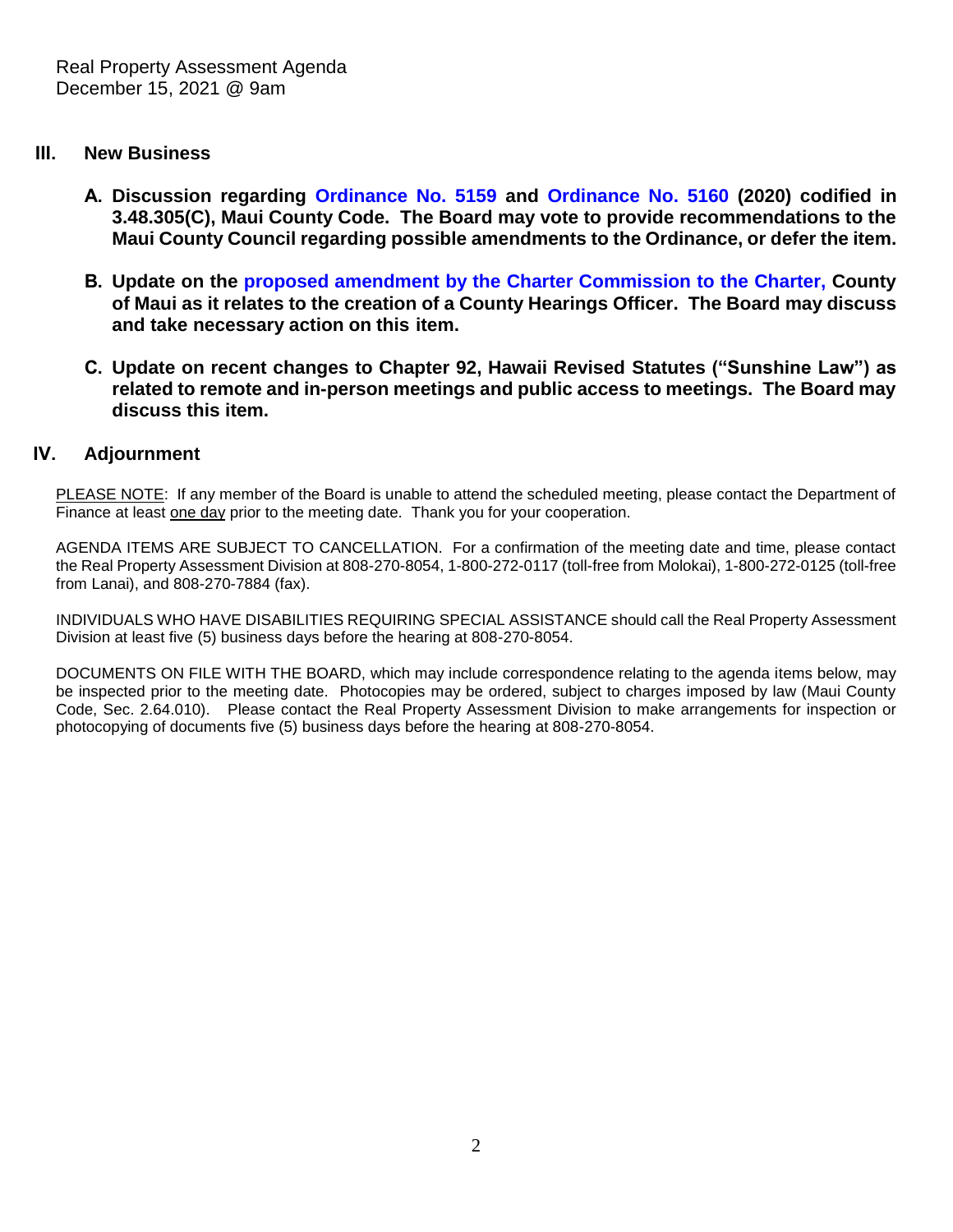## III. New Business

**A. Discussion regarding Ordinance No. 5159 and Ordinance No. 5160 (2020) codified in 3.48.305(C), Maui County Code. The Board may vote to provide recommendations to the Maui County Council regarding possible amendments to the Ordinance, or defer the item.**

**B. Update on the proposed amendment by the Charter Commission to the Charter, County of Maui as it relates to the creation of a County Hearings Officer. The Board may discuss and take necessary action on this item.**

**C. Update on recent changes to Chapter 92, Hawaii Revised Statutes ("Sunshine Law") as related to remote and in-person meetings and public access to meetings. The Board may discuss this item.**

## IV. Adjournment

PLEASE NOTE: If any member of the Board is unable to attend the scheduled meeting, please contact the Department of Finance at least one day prior to the meeting date. Thank you for your cooperation.

AGENDA ITEMS ARE SUBJECT TO CANCELLATION. For a confirmation of the meeting date and time, please contact the Real Property Assessment Division at 808-270-8054, 1-800-272-0117 (toll-free from Molokai), 1-800-272-0125 (toll-free from Lanai), and 808-270-7884 (fax).

INDIVIDUALS WHO HAVE DISABILITIES REQUIRING SPECIAL ASSISTANCE should call the Real Property Assessment Division at least five (5) business days before the hearing at 808-270-8054.

DOCUMENTS ON FILE WITH THE BOARD, which may include correspondence relating to the agenda items below, may be inspected prior to the meeting date. Photocopies may be ordered, subject to charges imposed by law (Maui County Code, Sec. 2.64.010). Please contact the Real Property Assessment Division to make arrangements for inspection or photocopying of documents five (5) business days before the hearing at 808-270-8054.